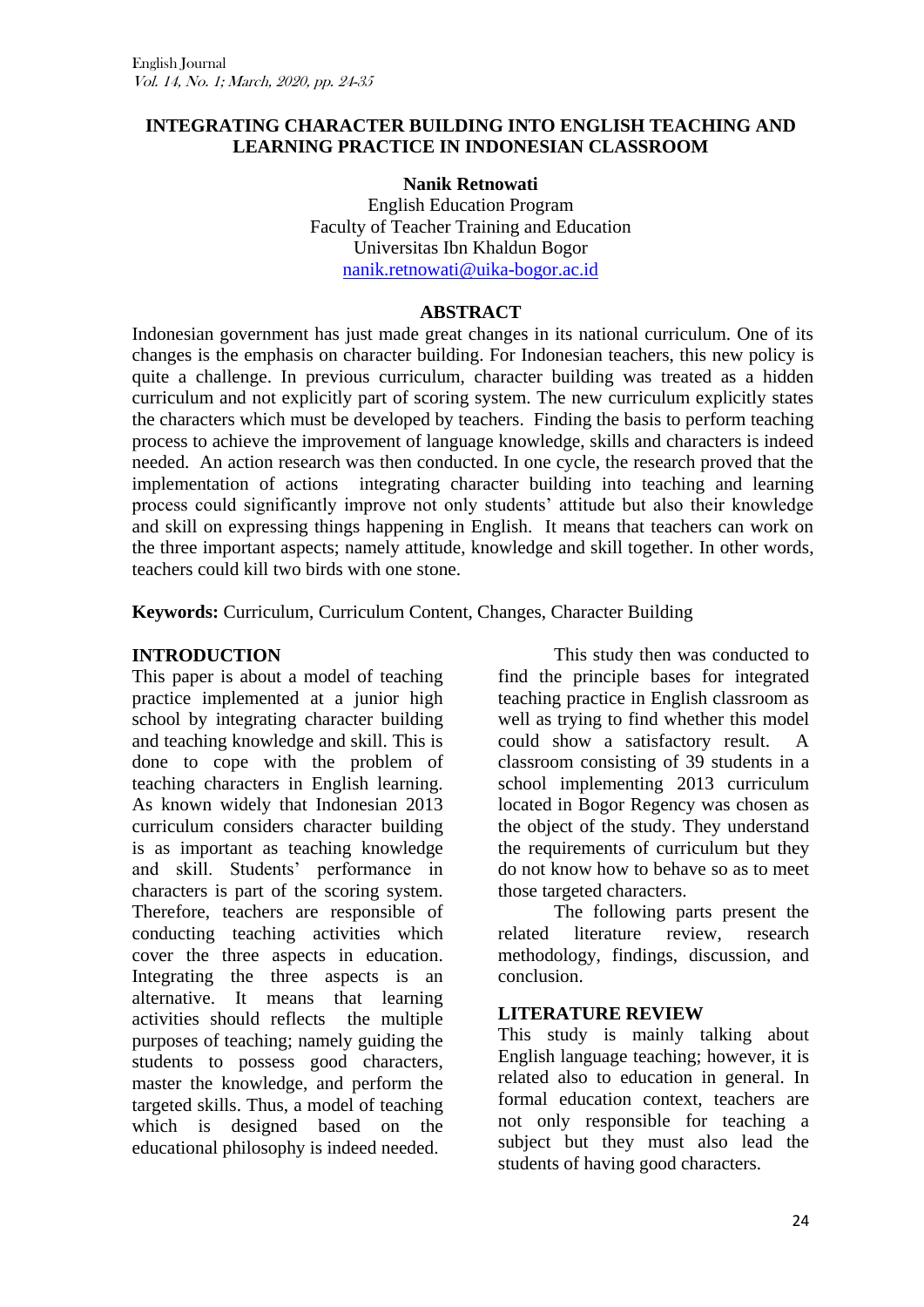# INTEGRATING CHARACTER BUILDING INTO ENGLISH TEACHING AND LEARNING PRACTICE IN INDONESIAN CLASSROOM

**Nanik Retnowati**
English Education Program
Faculty of Teacher Training and Education
Universitas Ibn Khaldun Bogor
nanik.retnowati@uika-bogor.ac.id

## ABSTRACT

Indonesian government has just made great changes in its national curriculum. One of its changes is the emphasis on character building. For Indonesian teachers, this new policy is quite a challenge. In previous curriculum, character building was treated as a hidden curriculum and not explicitly part of scoring system. The new curriculum explicitly states the characters which must be developed by teachers. Finding the basis to perform teaching process to achieve the improvement of language knowledge, skills and characters is indeed needed. An action research was then conducted. In one cycle, the research proved that the implementation of actions integrating character building into teaching and learning process could significantly improve not only students' attitude but also their knowledge and skill on expressing things happening in English. It means that teachers can work on the three important aspects; namely attitude, knowledge and skill together. In other words, teachers could kill two birds with one stone.

**Keywords:** Curriculum, Curriculum Content, Changes, Character Building

## INTRODUCTION

This paper is about a model of teaching practice implemented at a junior high school by integrating character building and teaching knowledge and skill. This is done to cope with the problem of teaching characters in English learning. As known widely that Indonesian 2013 curriculum considers character building is as important as teaching knowledge and skill. Students' performance in characters is part of the scoring system. Therefore, teachers are responsible of conducting teaching activities which cover the three aspects in education. Integrating the three aspects is an alternative. It means that learning activities should reflects the multiple purposes of teaching; namely guiding the students to possess good characters, master the knowledge, and perform the targeted skills. Thus, a model of teaching which is designed based on the educational philosophy is indeed needed.

This study then was conducted to find the principle bases for integrated teaching practice in English classroom as well as trying to find whether this model could show a satisfactory result. A classroom consisting of 39 students in a school implementing 2013 curriculum located in Bogor Regency was chosen as the object of the study. They understand the requirements of curriculum but they do not know how to behave so as to meet those targeted characters.

The following parts present the related literature review, research methodology, findings, discussion, and conclusion.

## LITERATURE REVIEW

This study is mainly talking about English language teaching; however, it is related also to education in general. In formal education context, teachers are not only responsible for teaching a subject but they must also lead the students of having good characters.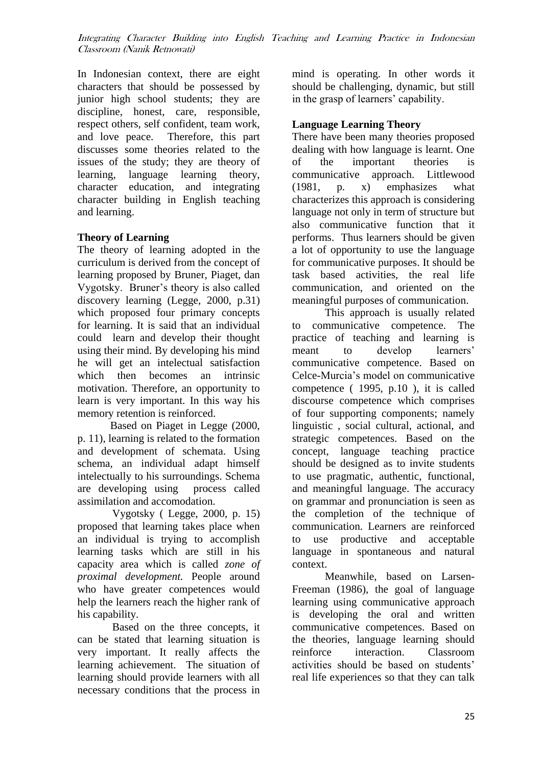In Indonesian context, there are eight characters that should be possessed by junior high school students; they are discipline, honest, care, responsible, respect others, self confident, team work, and love peace. Therefore, this part discusses some theories related to the issues of the study; they are theory of learning, language learning theory, character education, and integrating character building in English teaching and learning.

**Theory of Learning**

The theory of learning adopted in the curriculum is derived from the concept of learning proposed by Bruner, Piaget, dan Vygotsky. Bruner's theory is also called discovery learning (Legge, 2000, p.31) which proposed four primary concepts for learning. It is said that an individual could learn and develop their thought using their mind. By developing his mind he will get an intelectual satisfaction which then becomes an intrinsic motivation. Therefore, an opportunity to learn is very important. In this way his memory retention is reinforced.

Based on Piaget in Legge (2000, p. 11), learning is related to the formation and development of schemata. Using schema, an individual adapt himself intelectually to his surroundings. Schema are developing using process called assimilation and accomodation.

Vygotsky ( Legge, 2000, p. 15) proposed that learning takes place when an individual is trying to accomplish learning tasks which are still in his capacity area which is called *zone of proximal development.* People around who have greater competences would help the learners reach the higher rank of his capability.

Based on the three concepts, it can be stated that learning situation is very important. It really affects the learning achievement. The situation of learning should provide learners with all necessary conditions that the process in mind is operating. In other words it should be challenging, dynamic, but still in the grasp of learners' capability.

**Language Learning Theory**

There have been many theories proposed dealing with how language is learnt. One of the important theories is communicative approach. Littlewood (1981, p. x) emphasizes what characterizes this approach is considering language not only in term of structure but also communicative function that it performs. Thus learners should be given a lot of opportunity to use the language for communicative purposes. It should be task based activities, the real life communication, and oriented on the meaningful purposes of communication.

This approach is usually related to communicative competence. The practice of teaching and learning is meant to develop learners' communicative competence. Based on Celce-Murcia's model on communicative competence ( 1995, p.10 ), it is called discourse competence which comprises of four supporting components; namely linguistic , social cultural, actional, and strategic competences. Based on the concept, language teaching practice should be designed as to invite students to use pragmatic, authentic, functional, and meaningful language. The accuracy on grammar and pronunciation is seen as the completion of the technique of communication. Learners are reinforced to use productive and acceptable language in spontaneous and natural context.

Meanwhile, based on Larsen-Freeman (1986), the goal of language learning using communicative approach is developing the oral and written communicative competences. Based on the theories, language learning should reinforce interaction. Classroom activities should be based on students' real life experiences so that they can talk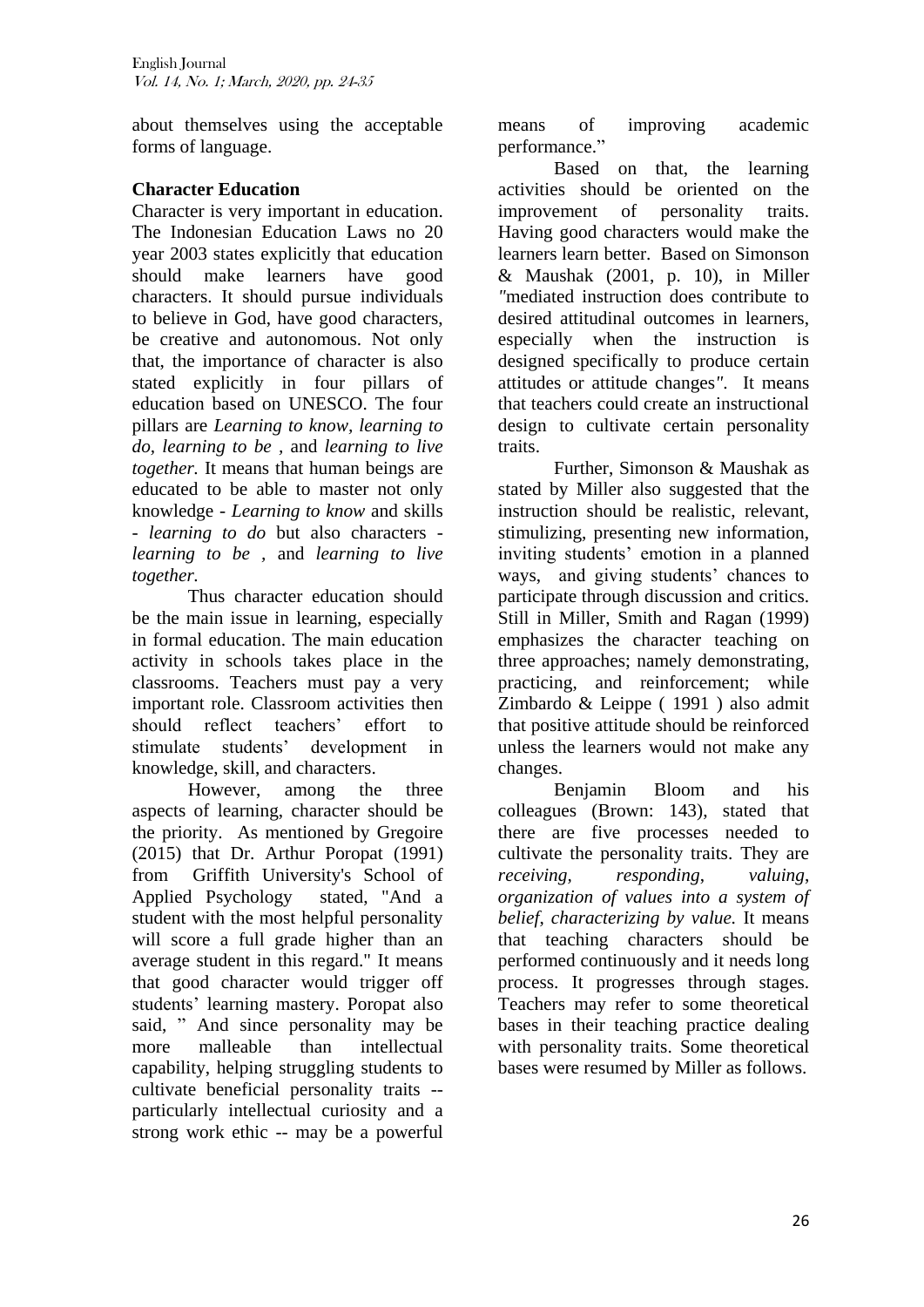about themselves using the acceptable forms of language.

## Character Education

Character is very important in education. The Indonesian Education Laws no 20 year 2003 states explicitly that education should make learners have good characters. It should pursue individuals to believe in God, have good characters, be creative and autonomous. Not only that, the importance of character is also stated explicitly in four pillars of education based on UNESCO. The four pillars are *Learning to know, learning to do, learning to be* , and *learning to live together.* It means that human beings are educated to be able to master not only knowledge - *Learning to know* and skills - *learning to do* but also characters - *learning to be* , and *learning to live together.*

Thus character education should be the main issue in learning, especially in formal education. The main education activity in schools takes place in the classrooms. Teachers must pay a very important role. Classroom activities then should reflect teachers' effort to stimulate students' development in knowledge, skill, and characters.

However, among the three aspects of learning, character should be the priority. As mentioned by Gregoire (2015) that Dr. Arthur Poropat (1991) from Griffith University's School of Applied Psychology stated, "And a student with the most helpful personality will score a full grade higher than an average student in this regard." It means that good character would trigger off students' learning mastery. Poropat also said, " And since personality may be more malleable than intellectual capability, helping struggling students to cultivate beneficial personality traits -- particularly intellectual curiosity and a strong work ethic -- may be a powerful means of improving academic performance."

Based on that, the learning activities should be oriented on the improvement of personality traits. Having good characters would make the learners learn better. Based on Simonson & Maushak (2001, p. 10), in Miller *"*mediated instruction does contribute to desired attitudinal outcomes in learners, especially when the instruction is designed specifically to produce certain attitudes or attitude changes*".* It means that teachers could create an instructional design to cultivate certain personality traits.

Further, Simonson & Maushak as stated by Miller also suggested that the instruction should be realistic, relevant, stimulizing, presenting new information, inviting students' emotion in a planned ways, and giving students' chances to participate through discussion and critics. Still in Miller, Smith and Ragan (1999) emphasizes the character teaching on three approaches; namely demonstrating, practicing, and reinforcement; while Zimbardo & Leippe ( 1991 ) also admit that positive attitude should be reinforced unless the learners would not make any changes.

Benjamin Bloom and his colleagues (Brown: 143), stated that there are five processes needed to cultivate the personality traits. They are *receiving, responding, valuing, organization of values into a system of belief, characterizing by value.* It means that teaching characters should be performed continuously and it needs long process. It progresses through stages. Teachers may refer to some theoretical bases in their teaching practice dealing with personality traits. Some theoretical bases were resumed by Miller as follows.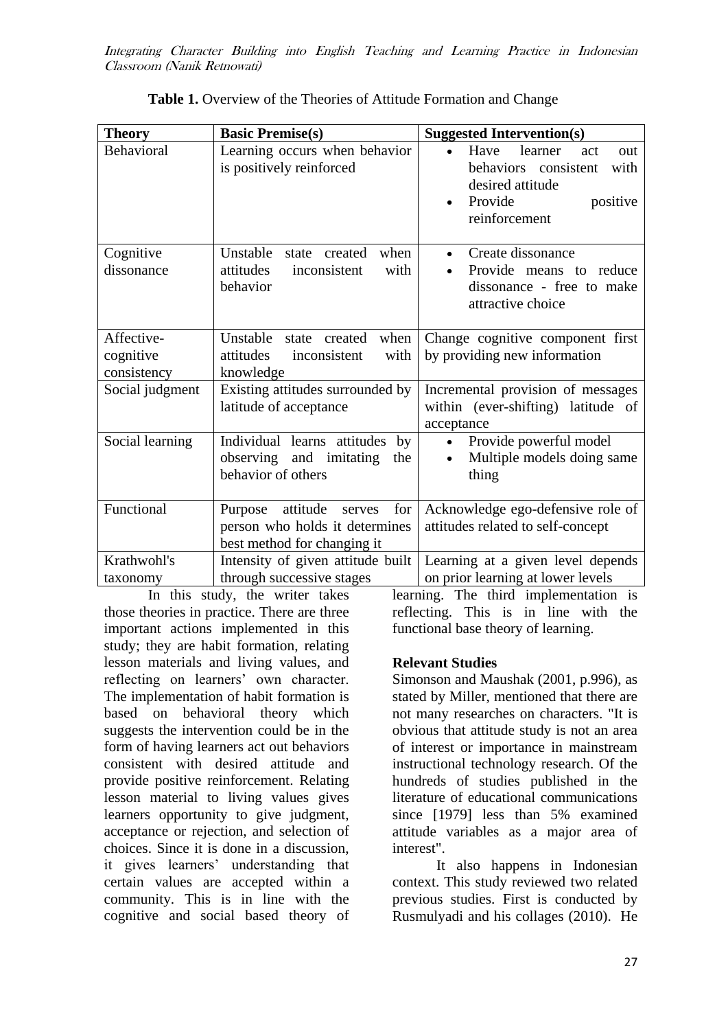**Table 1.** Overview of the Theories of Attitude Formation and Change

| Theory | Basic Premise(s) | Suggested Intervention(s) |
|---|---|---|
| Behavioral | Learning occurs when behavior is positively reinforced | • Have learner act out behaviors consistent with desired attitude<br>• Provide positive reinforcement |
| Cognitive dissonance | Unstable state created when attitudes inconsistent with behavior | • Create dissonance<br>• Provide means to reduce dissonance - free to make attractive choice |
| Affective-cognitive consistency | Unstable state created when attitudes inconsistent with knowledge | Change cognitive component first by providing new information |
| Social judgment | Existing attitudes surrounded by latitude of acceptance | Incremental provision of messages within (ever-shifting) latitude of acceptance |
| Social learning | Individual learns attitudes by observing and imitating the behavior of others | • Provide powerful model<br>• Multiple models doing same thing |
| Functional | Purpose attitude serves for person who holds it determines best method for changing it | Acknowledge ego-defensive role of attitudes related to self-concept |
| Krathwohl's taxonomy | Intensity of given attitude built through successive stages | Learning at a given level depends on prior learning at lower levels |

In this study, the writer takes those theories in practice. There are three important actions implemented in this study; they are habit formation, relating lesson materials and living values, and reflecting on learners' own character. The implementation of habit formation is based on behavioral theory which suggests the intervention could be in the form of having learners act out behaviors consistent with desired attitude and provide positive reinforcement. Relating lesson material to living values gives learners opportunity to give judgment, acceptance or rejection, and selection of choices. Since it is done in a discussion, it gives learners' understanding that certain values are accepted within a community. This is in line with the cognitive and social based theory of learning. The third implementation is reflecting. This is in line with the functional base theory of learning.

## Relevant Studies

Simonson and Maushak (2001, p.996), as stated by Miller, mentioned that there are not many researches on characters. "It is obvious that attitude study is not an area of interest or importance in mainstream instructional technology research. Of the hundreds of studies published in the literature of educational communications since [1979] less than 5% examined attitude variables as a major area of interest".

It also happens in Indonesian context. This study reviewed two related previous studies. First is conducted by Rusmulyadi and his collages (2010). He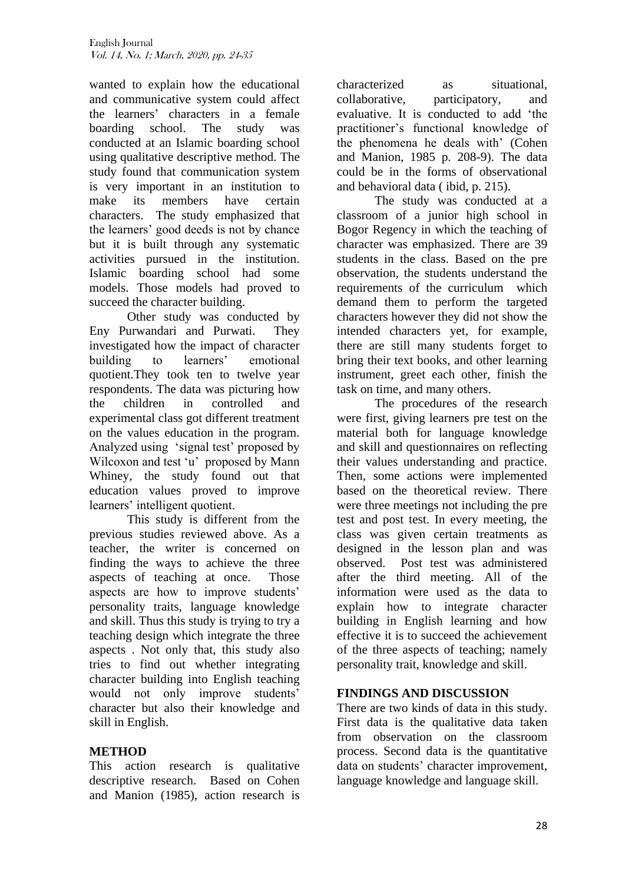wanted to explain how the educational and communicative system could affect the learners' characters in a female boarding school. The study was conducted at an Islamic boarding school using qualitative descriptive method. The study found that communication system is very important in an institution to make its members have certain characters. The study emphasized that the learners' good deeds is not by chance but it is built through any systematic activities pursued in the institution. Islamic boarding school had some models. Those models had proved to succeed the character building.

Other study was conducted by Eny Purwandari and Purwati. They investigated how the impact of character building to learners' emotional quotient.They took ten to twelve year respondents. The data was picturing how the children in controlled and experimental class got different treatment on the values education in the program. Analyzed using 'signal test' proposed by Wilcoxon and test 'u' proposed by Mann Whiney, the study found out that education values proved to improve learners' intelligent quotient.

This study is different from the previous studies reviewed above. As a teacher, the writer is concerned on finding the ways to achieve the three aspects of teaching at once. Those aspects are how to improve students' personality traits, language knowledge and skill. Thus this study is trying to try a teaching design which integrate the three aspects . Not only that, this study also tries to find out whether integrating character building into English teaching would not only improve students' character but also their knowledge and skill in English.

## METHOD

This action research is qualitative descriptive research. Based on Cohen and Manion (1985), action research is characterized as situational, collaborative, participatory, and evaluative. It is conducted to add 'the practitioner's functional knowledge of the phenomena he deals with' (Cohen and Manion, 1985 p. 208-9). The data could be in the forms of observational and behavioral data ( ibid, p. 215).

The study was conducted at a classroom of a junior high school in Bogor Regency in which the teaching of character was emphasized. There are 39 students in the class. Based on the pre observation, the students understand the requirements of the curriculum which demand them to perform the targeted characters however they did not show the intended characters yet, for example, there are still many students forget to bring their text books, and other learning instrument, greet each other, finish the task on time, and many others.

The procedures of the research were first, giving learners pre test on the material both for language knowledge and skill and questionnaires on reflecting their values understanding and practice. Then, some actions were implemented based on the theoretical review. There were three meetings not including the pre test and post test. In every meeting, the class was given certain treatments as designed in the lesson plan and was observed. Post test was administered after the third meeting. All of the information were used as the data to explain how to integrate character building in English learning and how effective it is to succeed the achievement of the three aspects of teaching; namely personality trait, knowledge and skill.

## FINDINGS AND DISCUSSION

There are two kinds of data in this study. First data is the qualitative data taken from observation on the classroom process. Second data is the quantitative data on students' character improvement, language knowledge and language skill.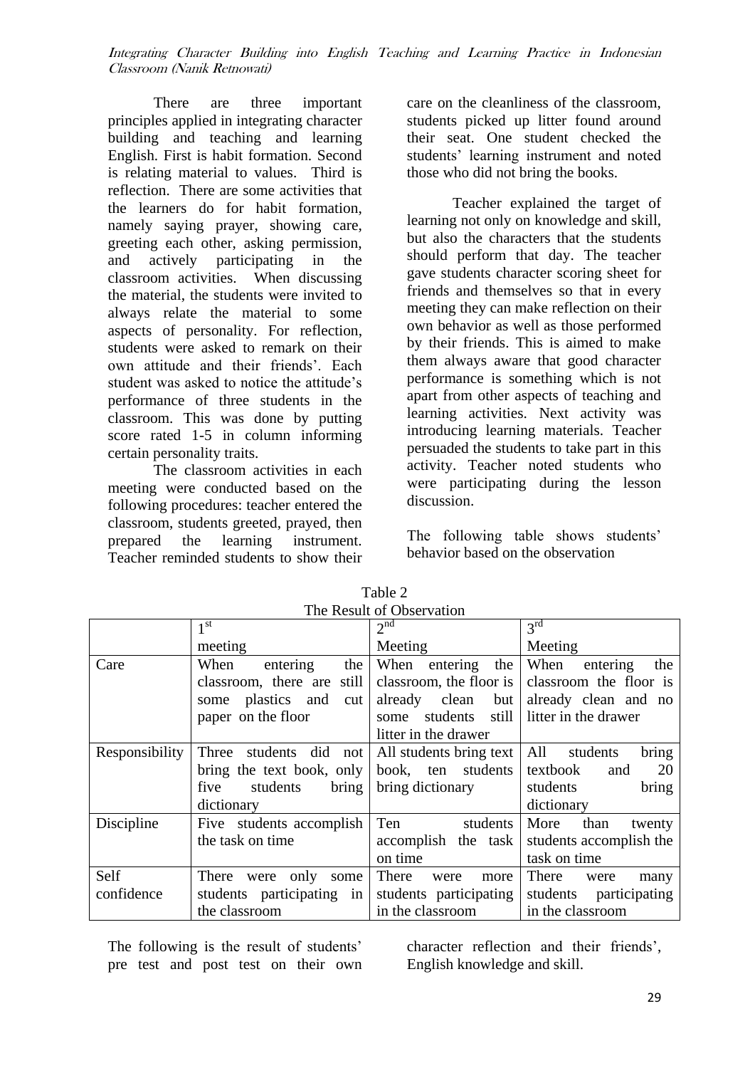There are three important principles applied in integrating character building and teaching and learning English. First is habit formation. Second is relating material to values. Third is reflection. There are some activities that the learners do for habit formation, namely saying prayer, showing care, greeting each other, asking permission, and actively participating in the classroom activities. When discussing the material, the students were invited to always relate the material to some aspects of personality. For reflection, students were asked to remark on their own attitude and their friends'. Each student was asked to notice the attitude's performance of three students in the classroom. This was done by putting score rated 1-5 in column informing certain personality traits.

The classroom activities in each meeting were conducted based on the following procedures: teacher entered the classroom, students greeted, prayed, then prepared the learning instrument. Teacher reminded students to show their care on the cleanliness of the classroom, students picked up litter found around their seat. One student checked the students' learning instrument and noted those who did not bring the books.

Teacher explained the target of learning not only on knowledge and skill, but also the characters that the students should perform that day. The teacher gave students character scoring sheet for friends and themselves so that in every meeting they can make reflection on their own behavior as well as those performed by their friends. This is aimed to make them always aware that good character performance is something which is not apart from other aspects of teaching and learning activities. Next activity was introducing learning materials. Teacher persuaded the students to take part in this activity. Teacher noted students who were participating during the lesson discussion.

The following table shows students' behavior based on the observation

Table 2
The Result of Observation

| | 1st meeting | 2nd Meeting | 3rd Meeting |
|---|---|---|---|
| Care | When entering the classroom, there are still some plastics and cut paper on the floor | When entering the classroom, the floor is already clean but some students still litter in the drawer | When entering the classroom the floor is already clean and no litter in the drawer |
| Responsibility | Three students did not bring the text book, only five students bring dictionary | All students bring text book, ten students bring dictionary | All students bring textbook and 20 students bring dictionary |
| Discipline | Five students accomplish the task on time | Ten students accomplish the task on time | More than twenty students accomplish the task on time |
| Self confidence | There were only some students participating in the classroom | There were more students participating in the classroom | There were many students participating in the classroom |

The following is the result of students' pre test and post test on their own character reflection and their friends', English knowledge and skill.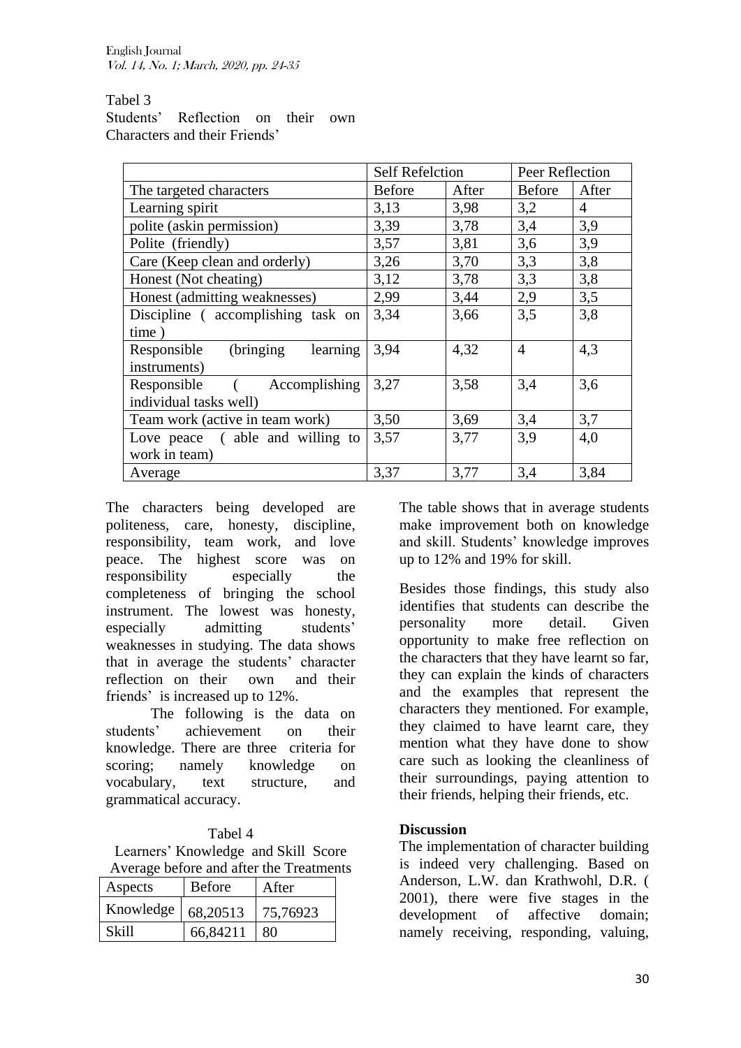Tabel 3
Students' Reflection on their own Characters and their Friends'

| | Self Refelction | | Peer Reflection | |
|---|---|---|---|---|
| The targeted characters | Before | After | Before | After |
| Learning spirit | 3,13 | 3,98 | 3,2 | 4 |
| polite (askin permission) | 3,39 | 3,78 | 3,4 | 3,9 |
| Polite (friendly) | 3,57 | 3,81 | 3,6 | 3,9 |
| Care (Keep clean and orderly) | 3,26 | 3,70 | 3,3 | 3,8 |
| Honest (Not cheating) | 3,12 | 3,78 | 3,3 | 3,8 |
| Honest (admitting weaknesses) | 2,99 | 3,44 | 2,9 | 3,5 |
| Discipline ( accomplishing task on time ) | 3,34 | 3,66 | 3,5 | 3,8 |
| Responsible (bringing learning instruments) | 3,94 | 4,32 | 4 | 4,3 |
| Responsible ( Accomplishing individual tasks well) | 3,27 | 3,58 | 3,4 | 3,6 |
| Team work (active in team work) | 3,50 | 3,69 | 3,4 | 3,7 |
| Love peace ( able and willing to work in team) | 3,57 | 3,77 | 3,9 | 4,0 |
| Average | 3,37 | 3,77 | 3,4 | 3,84 |

The characters being developed are politeness, care, honesty, discipline, responsibility, team work, and love peace. The highest score was on responsibility especially the completeness of bringing the school instrument. The lowest was honesty, especially admitting students' weaknesses in studying. The data shows that in average the students' character reflection on their own and their friends' is increased up to 12%.

The following is the data on students' achievement on their knowledge. There are three criteria for scoring; namely knowledge on vocabulary, text structure, and grammatical accuracy.

Tabel 4
Learners' Knowledge and Skill Score Average before and after the Treatments

| Aspects | Before | After |
|---|---|---|
| Knowledge | 68,20513 | 75,76923 |
| Skill | 66,84211 | 80 |

The table shows that in average students make improvement both on knowledge and skill. Students' knowledge improves up to 12% and 19% for skill.

Besides those findings, this study also identifies that students can describe the personality more detail. Given opportunity to make free reflection on the characters that they have learnt so far, they can explain the kinds of characters and the examples that represent the characters they mentioned. For example, they claimed to have learnt care, they mention what they have done to show care such as looking the cleanliness of their surroundings, paying attention to their friends, helping their friends, etc.

## Discussion

The implementation of character building is indeed very challenging. Based on Anderson, L.W. dan Krathwohl, D.R. ( 2001), there were five stages in the development of affective domain; namely receiving, responding, valuing,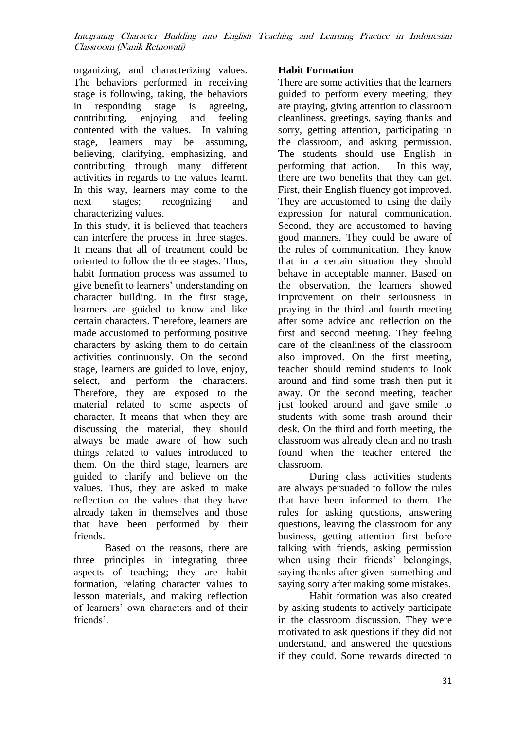organizing, and characterizing values. The behaviors performed in receiving stage is following, taking, the behaviors in responding stage is agreeing, contributing, enjoying and feeling contented with the values. In valuing stage, learners may be assuming, believing, clarifying, emphasizing, and contributing through many different activities in regards to the values learnt. In this way, learners may come to the next stages; recognizing and characterizing values.

In this study, it is believed that teachers can interfere the process in three stages. It means that all of treatment could be oriented to follow the three stages. Thus, habit formation process was assumed to give benefit to learners' understanding on character building. In the first stage, learners are guided to know and like certain characters. Therefore, learners are made accustomed to performing positive characters by asking them to do certain activities continuously. On the second stage, learners are guided to love, enjoy, select, and perform the characters. Therefore, they are exposed to the material related to some aspects of character. It means that when they are discussing the material, they should always be made aware of how such things related to values introduced to them. On the third stage, learners are guided to clarify and believe on the values. Thus, they are asked to make reflection on the values that they have already taken in themselves and those that have been performed by their friends.

Based on the reasons, there are three principles in integrating three aspects of teaching; they are habit formation, relating character values to lesson materials, and making reflection of learners' own characters and of their friends'.

**Habit Formation**

There are some activities that the learners guided to perform every meeting; they are praying, giving attention to classroom cleanliness, greetings, saying thanks and sorry, getting attention, participating in the classroom, and asking permission. The students should use English in performing that action. In this way, there are two benefits that they can get. First, their English fluency got improved. They are accustomed to using the daily expression for natural communication. Second, they are accustomed to having good manners. They could be aware of the rules of communication. They know that in a certain situation they should behave in acceptable manner. Based on the observation, the learners showed improvement on their seriousness in praying in the third and fourth meeting after some advice and reflection on the first and second meeting. They feeling care of the cleanliness of the classroom also improved. On the first meeting, teacher should remind students to look around and find some trash then put it away. On the second meeting, teacher just looked around and gave smile to students with some trash around their desk. On the third and forth meeting, the classroom was already clean and no trash found when the teacher entered the classroom.

During class activities students are always persuaded to follow the rules that have been informed to them. The rules for asking questions, answering questions, leaving the classroom for any business, getting attention first before talking with friends, asking permission when using their friends' belongings, saying thanks after given something and saying sorry after making some mistakes.

Habit formation was also created by asking students to actively participate in the classroom discussion. They were motivated to ask questions if they did not understand, and answered the questions if they could. Some rewards directed to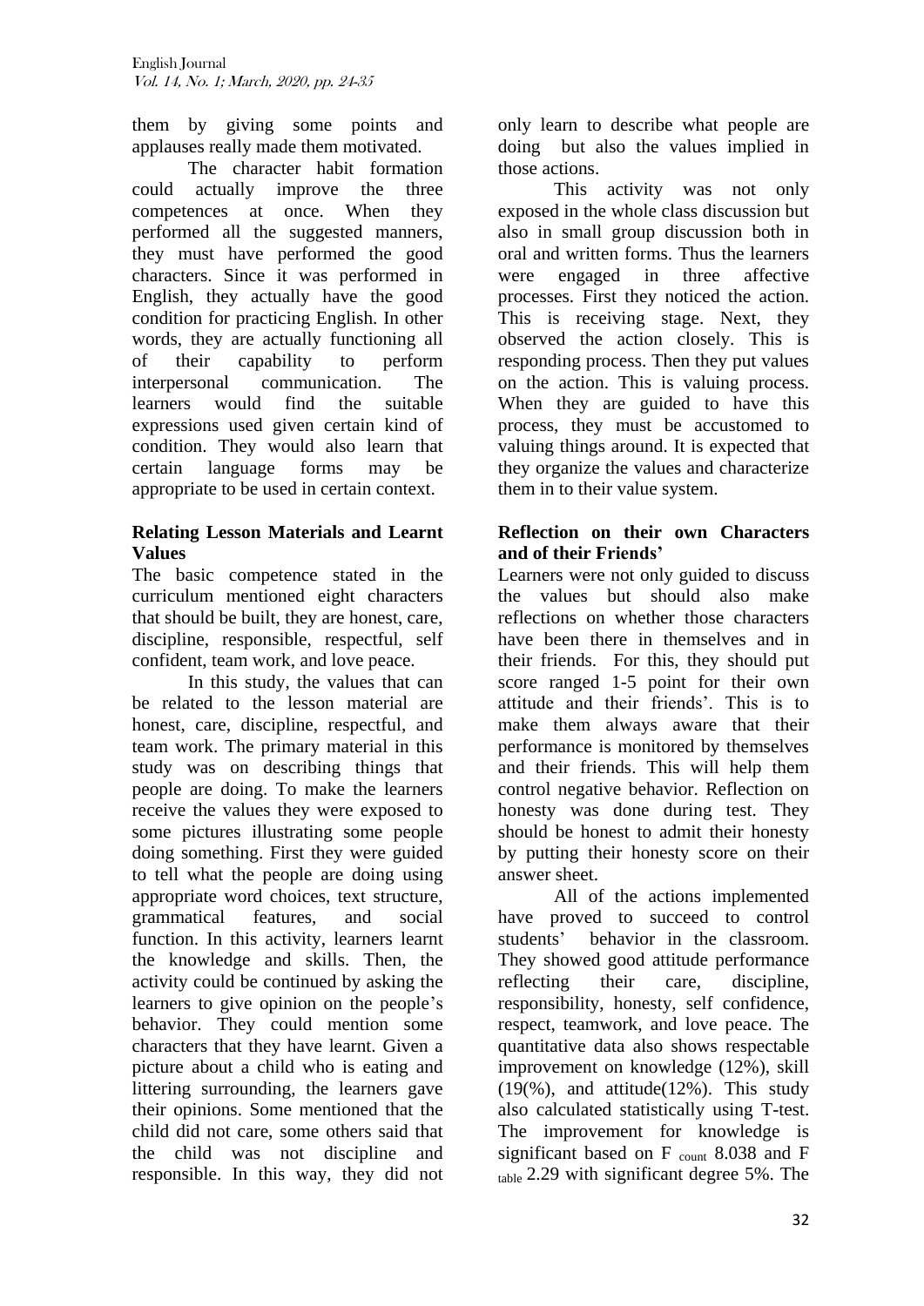them by giving some points and applauses really made them motivated.

The character habit formation could actually improve the three competences at once. When they performed all the suggested manners, they must have performed the good characters. Since it was performed in English, they actually have the good condition for practicing English. In other words, they are actually functioning all of their capability to perform interpersonal communication. The learners would find the suitable expressions used given certain kind of condition. They would also learn that certain language forms may be appropriate to be used in certain context.

**Relating Lesson Materials and Learnt Values**

The basic competence stated in the curriculum mentioned eight characters that should be built, they are honest, care, discipline, responsible, respectful, self confident, team work, and love peace.

In this study, the values that can be related to the lesson material are honest, care, discipline, respectful, and team work. The primary material in this study was on describing things that people are doing. To make the learners receive the values they were exposed to some pictures illustrating some people doing something. First they were guided to tell what the people are doing using appropriate word choices, text structure, grammatical features, and social function. In this activity, learners learnt the knowledge and skills. Then, the activity could be continued by asking the learners to give opinion on the people's behavior. They could mention some characters that they have learnt. Given a picture about a child who is eating and littering surrounding, the learners gave their opinions. Some mentioned that the child did not care, some others said that the child was not discipline and responsible. In this way, they did not only learn to describe what people are doing but also the values implied in those actions.

This activity was not only exposed in the whole class discussion but also in small group discussion both in oral and written forms. Thus the learners were engaged in three affective processes. First they noticed the action. This is receiving stage. Next, they observed the action closely. This is responding process. Then they put values on the action. This is valuing process. When they are guided to have this process, they must be accustomed to valuing things around. It is expected that they organize the values and characterize them in to their value system.

**Reflection on their own Characters and of their Friends'**

Learners were not only guided to discuss the values but should also make reflections on whether those characters have been there in themselves and in their friends. For this, they should put score ranged 1-5 point for their own attitude and their friends'. This is to make them always aware that their performance is monitored by themselves and their friends. This will help them control negative behavior. Reflection on honesty was done during test. They should be honest to admit their honesty by putting their honesty score on their answer sheet.

All of the actions implemented have proved to succeed to control students' behavior in the classroom. They showed good attitude performance reflecting their care, discipline, responsibility, honesty, self confidence, respect, teamwork, and love peace. The quantitative data also shows respectable improvement on knowledge (12%), skill (19(%), and attitude(12%). This study also calculated statistically using T-test. The improvement for knowledge is significant based on $F_{count}$ 8.038 and $F_{table}$ 2.29 with significant degree 5%. The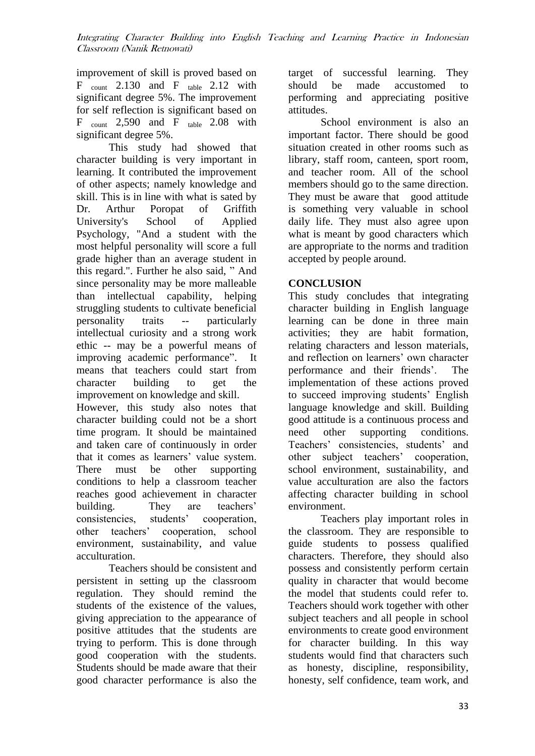improvement of skill is proved based on $F_{count}$ 2.130 and $F_{table}$ 2.12 with significant degree 5%. The improvement for self reflection is significant based on $F_{count}$ 2,590 and $F_{table}$ 2.08 with significant degree 5%.

This study had showed that character building is very important in learning. It contributed the improvement of other aspects; namely knowledge and skill. This is in line with what is sated by Dr. Arthur Poropat of Griffith University's School of Applied Psychology, "And a student with the most helpful personality will score a full grade higher than an average student in this regard.". Further he also said, " And since personality may be more malleable than intellectual capability, helping struggling students to cultivate beneficial personality traits -- particularly intellectual curiosity and a strong work ethic -- may be a powerful means of improving academic performance". It means that teachers could start from character building to get the improvement on knowledge and skill.

However, this study also notes that character building could not be a short time program. It should be maintained and taken care of continuously in order that it comes as learners' value system. There must be other supporting conditions to help a classroom teacher reaches good achievement in character building. They are teachers' consistencies, students' cooperation, other teachers' cooperation, school environment, sustainability, and value acculturation.

Teachers should be consistent and persistent in setting up the classroom regulation. They should remind the students of the existence of the values, giving appreciation to the appearance of positive attitudes that the students are trying to perform. This is done through good cooperation with the students. Students should be made aware that their good character performance is also the target of successful learning. They should be made accustomed to performing and appreciating positive attitudes.

School environment is also an important factor. There should be good situation created in other rooms such as library, staff room, canteen, sport room, and teacher room. All of the school members should go to the same direction. They must be aware that good attitude is something very valuable in school daily life. They must also agree upon what is meant by good characters which are appropriate to the norms and tradition accepted by people around.

## CONCLUSION

This study concludes that integrating character building in English language learning can be done in three main activities; they are habit formation, relating characters and lesson materials, and reflection on learners' own character performance and their friends'. The implementation of these actions proved to succeed improving students' English language knowledge and skill. Building good attitude is a continuous process and need other supporting conditions. Teachers' consistencies, students' and other subject teachers' cooperation, school environment, sustainability, and value acculturation are also the factors affecting character building in school environment.

Teachers play important roles in the classroom. They are responsible to guide students to possess qualified characters. Therefore, they should also possess and consistently perform certain quality in character that would become the model that students could refer to. Teachers should work together with other subject teachers and all people in school environments to create good environment for character building. In this way students would find that characters such as honesty, discipline, responsibility, honesty, self confidence, team work, and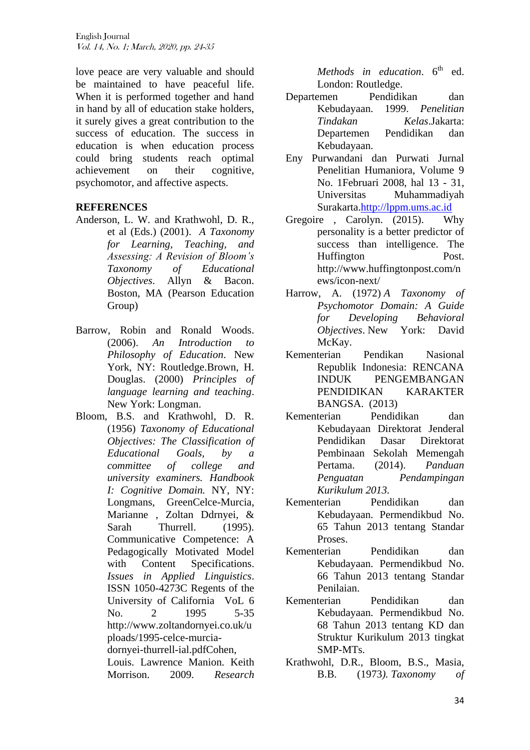love peace are very valuable and should be maintained to have peaceful life. When it is performed together and hand in hand by all of education stake holders, it surely gives a great contribution to the success of education. The success in education is when education process could bring students reach optimal achievement on their cognitive, psychomotor, and affective aspects.

## REFERENCES

Anderson, L. W. and Krathwohl, D. R., et al (Eds.) (2001). *A Taxonomy for Learning, Teaching, and Assessing: A Revision of Bloom's Taxonomy of Educational Objectives*. Allyn & Bacon. Boston, MA (Pearson Education Group)

Barrow, Robin and Ronald Woods. (2006). *An Introduction to Philosophy of Education*. New York, NY: Routledge.Brown, H. Douglas. (2000) *Principles of language learning and teaching*. New York: Longman.

Bloom, B.S. and Krathwohl, D. R. (1956) *Taxonomy of Educational Objectives: The Classification of Educational Goals, by a committee of college and university examiners. Handbook I: Cognitive Domain.* NY, NY: Longmans, GreenCelce-Murcia, Marianne , Zoltan Ddrnyei, & Sarah Thurrell. (1995). Communicative Competence: A Pedagogically Motivated Model with Content Specifications. *Issues in Applied Linguistics*. ISSN 1050-4273C Regents of the University of California VoL 6 No. 2 1995 5-35 http://www.zoltandornyei.co.uk/uploads/1995-celce-murcia-dornyei-thurrell-ial.pdfCohen, Louis. Lawrence Manion. Keith Morrison. 2009. *Research Methods in education*. 6th ed. London: Routledge.

Departemen Pendidikan dan Kebudayaan. 1999. *Penelitian Tindakan Kelas*.Jakarta: Departemen Pendidikan dan Kebudayaan.

Eny Purwandani dan Purwati Jurnal Penelitian Humaniora, Volume 9 No. 1Februari 2008, hal 13 - 31, Universitas Muhammadiyah Surakarta.[http://lppm.ums.ac.id](http://lppm.ums.ac.id)

Gregoire , Carolyn. (2015). Why personality is a better predictor of success than intelligence. The Huffington Post. http://www.huffingtonpost.com/news/icon-next/

Harrow, A. (1972) *A Taxonomy of Psychomotor Domain: A Guide for Developing Behavioral Objectives*. New York: David McKay.

Kementerian Pendikan Nasional Republik Indonesia: RENCANA INDUK PENGEMBANGAN PENDIDIKAN KARAKTER BANGSA. (2013)

Kementerian Pendidikan dan Kebudayaan Direktorat Jenderal Pendidikan Dasar Direktorat Pembinaan Sekolah Memengah Pertama. (2014). *Panduan Penguatan Pendampingan Kurikulum 2013.*

Kementerian Pendidikan dan Kebudayaan. Permendikbud No. 65 Tahun 2013 tentang Standar Proses.

Kementerian Pendidikan dan Kebudayaan. Permendikbud No. 66 Tahun 2013 tentang Standar Penilaian.

Kementerian Pendidikan dan Kebudayaan. Permendikbud No. 68 Tahun 2013 tentang KD dan Struktur Kurikulum 2013 tingkat SMP-MTs.

Krathwohl, D.R., Bloom, B.S., Masia, B.B. (1973*). Taxonomy of*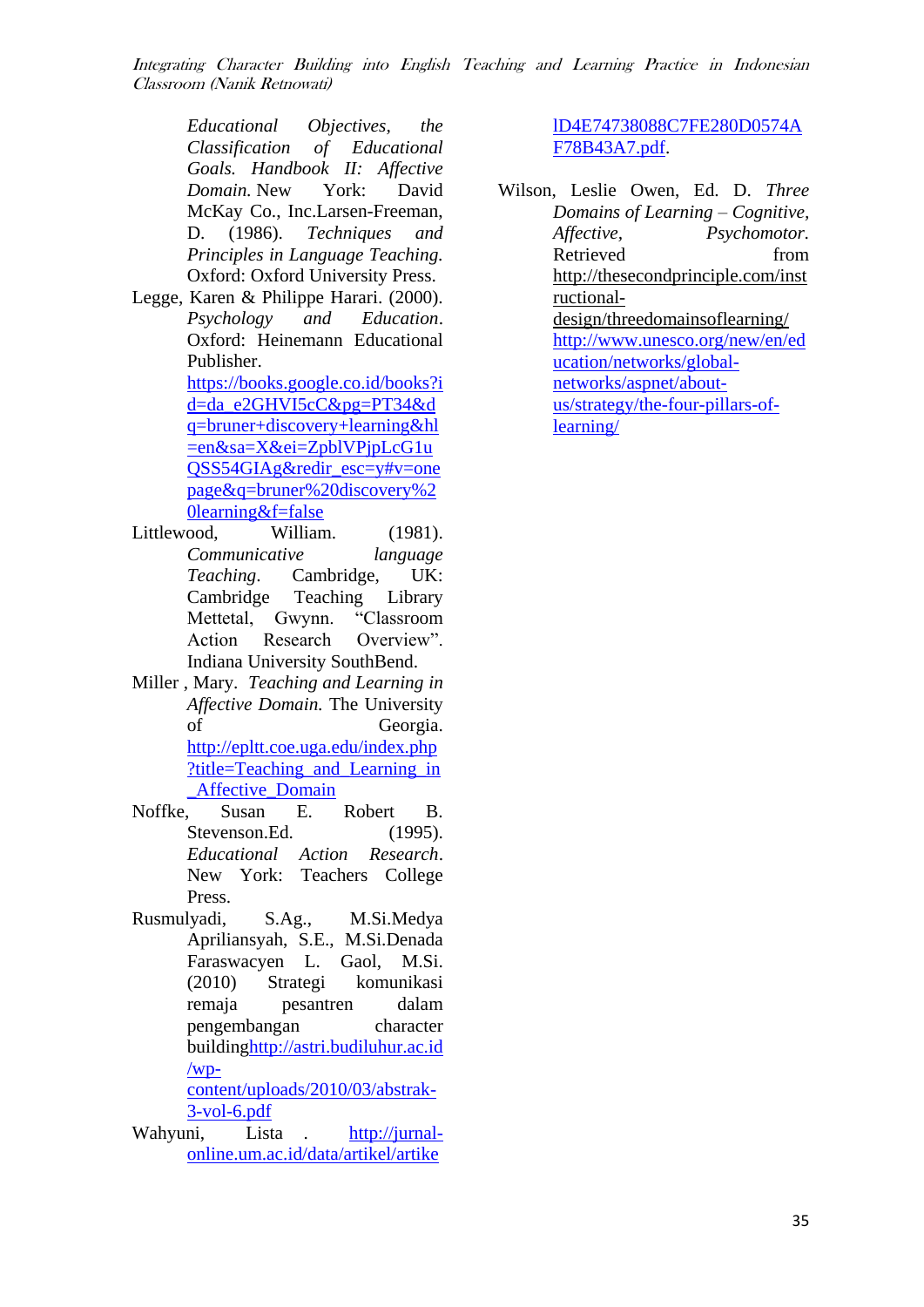*Educational Objectives, the Classification of Educational Goals. Handbook II: Affective Domain.* New York: David McKay Co., Inc.Larsen-Freeman, D. (1986). *Techniques and Principles in Language Teaching.* Oxford: Oxford University Press.

Legge, Karen & Philippe Harari. (2000). *Psychology and Education*. Oxford: Heinemann Educational Publisher. https://books.google.co.id/books?id=da_e2GHVI5cC&pg=PT34&dq=bruner+discovery+learning&hl=en&sa=X&ei=ZpblVPjpLcG1uQSS54GIAg&redir_esc=y#v=onepage&q=bruner%20discovery%20learning&f=false

Littlewood, William. (1981). *Communicative language Teaching*. Cambridge, UK: Cambridge Teaching Library Mettetal, Gwynn. "Classroom Action Research Overview". Indiana University SouthBend.

Miller , Mary. *Teaching and Learning in Affective Domain.* The University of Georgia. http://epltt.coe.uga.edu/index.php?title=Teaching_and_Learning_in_Affective_Domain

Noffke, Susan E. Robert B. Stevenson.Ed. (1995). *Educational Action Research*. New York: Teachers College Press.

Rusmulyadi, S.Ag., M.Si.Medya Apriliansyah, S.E., M.Si.Denada Faraswacyen L. Gaol, M.Si. (2010) Strategi komunikasi remaja pesantren dalam pengembangan character buildinghttp://astri.budiluhur.ac.id/wp-content/uploads/2010/03/abstrak-3-vol-6.pdf

Wahyuni, Lista . http://jurnal-online.um.ac.id/data/artikel/artikelD4E74738088C7FE280D0574AF78B43A7.pdf.

Wilson, Leslie Owen, Ed. D. *Three Domains of Learning – Cognitive, Affective, Psychomotor.* Retrieved from http://thesecondprinciple.com/instructional-design/threedomainsoflearning/ http://www.unesco.org/new/en/education/networks/global-networks/aspnet/about-us/strategy/the-four-pillars-of-learning/